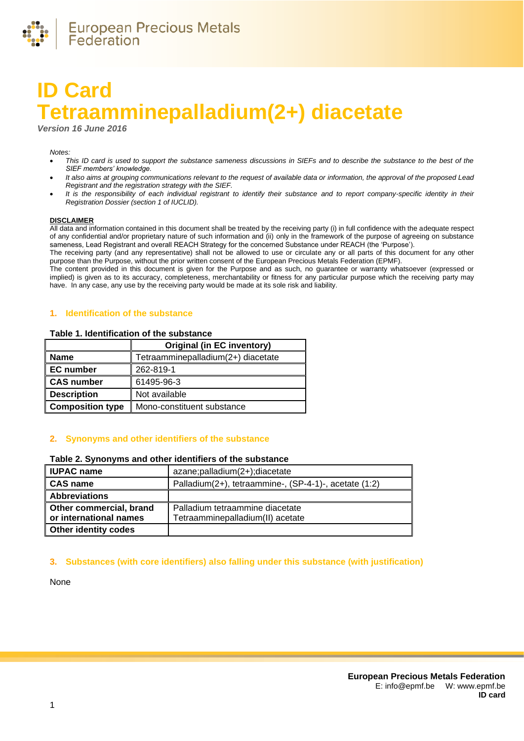# ID Card
# Tetraamminepalladium(2+) diacetate

*Version 16 June 2016*

*Notes:*

- *This ID card is used to support the substance sameness discussions in SIEFs and to describe the substance to the best of the SIEF members' knowledge.*
- *It also aims at grouping communications relevant to the request of available data or information, the approval of the proposed Lead Registrant and the registration strategy with the SIEF.*
- *It is the responsibility of each individual registrant to identify their substance and to report company-specific identity in their Registration Dossier (section 1 of IUCLID).*

**DISCLAIMER**

All data and information contained in this document shall be treated by the receiving party (i) in full confidence with the adequate respect of any confidential and/or proprietary nature of such information and (ii) only in the framework of the purpose of agreeing on substance sameness, Lead Registrant and overall REACH Strategy for the concerned Substance under REACH (the 'Purpose').

The receiving party (and any representative) shall not be allowed to use or circulate any or all parts of this document for any other purpose than the Purpose, without the prior written consent of the European Precious Metals Federation (EPMF).

The content provided in this document is given for the Purpose and as such, no guarantee or warranty whatsoever (expressed or implied) is given as to its accuracy, completeness, merchantability or fitness for any particular purpose which the receiving party may have. In any case, any use by the receiving party would be made at its sole risk and liability.

## 1. Identification of the substance

**Table 1. Identification of the substance**

| | Original (in EC inventory) |
|---|---|
| **Name** | Tetraamminepalladium(2+) diacetate |
| **EC number** | 262-819-1 |
| **CAS number** | 61495-96-3 |
| **Description** | Not available |
| **Composition type** | Mono-constituent substance |

## 2. Synonyms and other identifiers of the substance

**Table 2. Synonyms and other identifiers of the substance**

| | |
|---|---|
| **IUPAC name** | azane;palladium(2+);diacetate |
| **CAS name** | Palladium(2+), tetraammine-, (SP-4-1)-, acetate (1:2) |
| **Abbreviations** | |
| **Other commercial, brand or international names** | Palladium tetraammine diacetate<br>Tetraamminepalladium(II) acetate |
| **Other identity codes** | |

## 3. Substances (with core identifiers) also falling under this substance (with justification)

None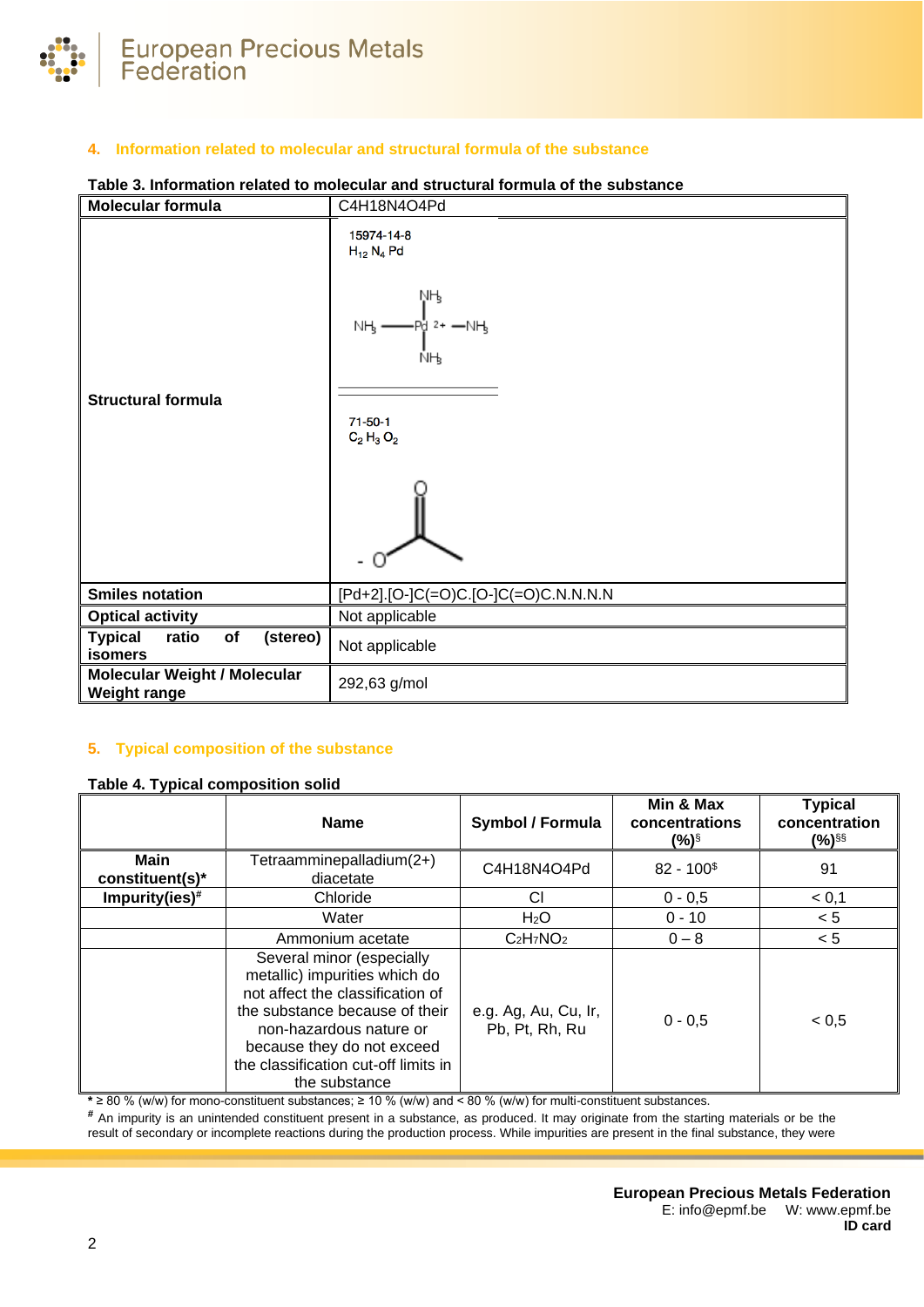## 4. Information related to molecular and structural formula of the substance

**Table 3. Information related to molecular and structural formula of the substance**

| **Molecular formula** | C4H18N4O4Pd |
|---|---|
| **Structural formula** | 15974-14-8 $H_{12} N_4 Pd$ NH3 — Pd 2+ — NH3 (NH3 above and below Pd) ; 71-50-1 $C_2 H_3 O_2$ (acetate: -O, =O) |
| **Smiles notation** | [Pd+2].[O-]C(=O)C.[O-]C(=O)C.N.N.N.N |
| **Optical activity** | Not applicable |
| **Typical ratio of (stereo) isomers** | Not applicable |
| **Molecular Weight / Molecular Weight range** | 292,63 g/mol |

## 5. Typical composition of the substance

**Table 4. Typical composition solid**

| | Name | Symbol / Formula | Min & Max concentrations (%)[§] | Typical concentration (%)[§§] |
|---|---|---|---|---|
| **Main constituent(s)*** | Tetraamminepalladium(2+) diacetate | C4H18N4O4Pd | 82 - 100[$] | 91 |
| **Impurity(ies)[#]** | Chloride | Cl | 0 - 0,5 | < 0,1 |
| | Water | $H_2O$ | 0 - 10 | < 5 |
| | Ammonium acetate | $C_2H_7NO_2$ | 0 – 8 | < 5 |
| | Several minor (especially metallic) impurities which do not affect the classification of the substance because of their non-hazardous nature or because they do not exceed the classification cut-off limits in the substance | e.g. Ag, Au, Cu, Ir, Pb, Pt, Rh, Ru | 0 - 0,5 | < 0,5 |

* ≥ 80 % (w/w) for mono-constituent substances; ≥ 10 % (w/w) and < 80 % (w/w) for multi-constituent substances.

[#] An impurity is an unintended constituent present in a substance, as produced. It may originate from the starting materials or be the result of secondary or incomplete reactions during the production process. While impurities are present in the final substance, they were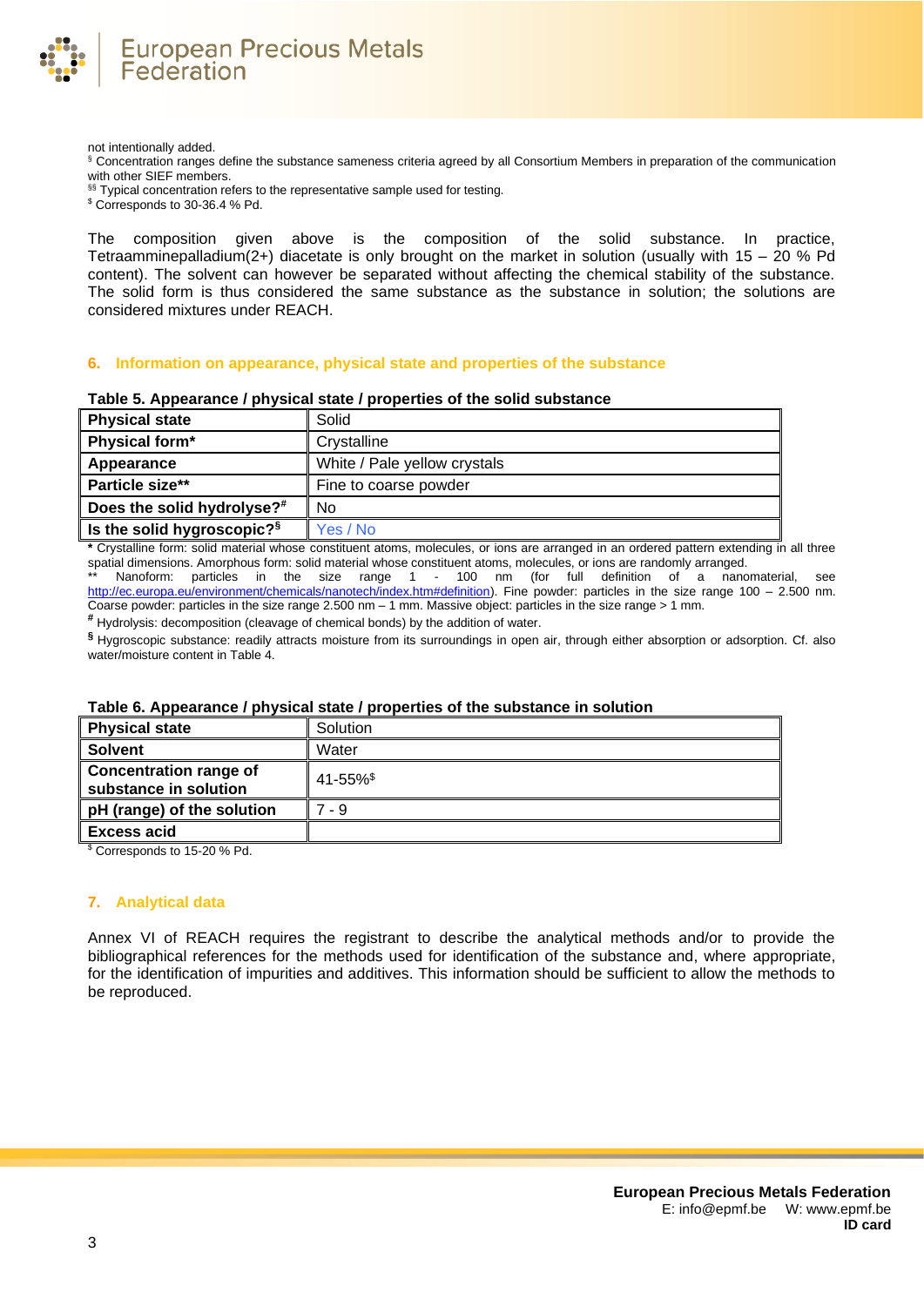not intentionally added.

§ Concentration ranges define the substance sameness criteria agreed by all Consortium Members in preparation of the communication with other SIEF members.

§§ Typical concentration refers to the representative sample used for testing.

$ Corresponds to 30-36.4 % Pd.

The composition given above is the composition of the solid substance. In practice, Tetraamminepalladium(2+) diacetate is only brought on the market in solution (usually with 15 – 20 % Pd content). The solvent can however be separated without affecting the chemical stability of the substance. The solid form is thus considered the same substance as the substance in solution; the solutions are considered mixtures under REACH.

## 6. Information on appearance, physical state and properties of the substance

**Table 5. Appearance / physical state / properties of the solid substance**

| | |
|---|---|
| **Physical state** | Solid |
| **Physical form*** | Crystalline |
| **Appearance** | White / Pale yellow crystals |
| **Particle size**** | Fine to coarse powder |
| **Does the solid hydrolyse?#** | No |
| **Is the solid hygroscopic?§** | Yes / No |

**\*** Crystalline form: solid material whose constituent atoms, molecules, or ions are arranged in an ordered pattern extending in all three spatial dimensions. Amorphous form: solid material whose constituent atoms, molecules, or ions are randomly arranged.

** Nanoform: particles in the size range 1 - 100 nm (for full definition of a nanomaterial, see http://ec.europa.eu/environment/chemicals/nanotech/index.htm#definition). Fine powder: particles in the size range 100 – 2.500 nm. Coarse powder: particles in the size range 2.500 nm – 1 mm. Massive object: particles in the size range > 1 mm.

**#** Hydrolysis: decomposition (cleavage of chemical bonds) by the addition of water.

**§** Hygroscopic substance: readily attracts moisture from its surroundings in open air, through either absorption or adsorption. Cf. also water/moisture content in Table 4.

**Table 6. Appearance / physical state / properties of the substance in solution**

| | |
|---|---|
| **Physical state** | Solution |
| **Solvent** | Water |
| **Concentration range of substance in solution** | 41-55%$ |
| **pH (range) of the solution** | 7 - 9 |
| **Excess acid** | |

$ Corresponds to 15-20 % Pd.

## 7. Analytical data

Annex VI of REACH requires the registrant to describe the analytical methods and/or to provide the bibliographical references for the methods used for identification of the substance and, where appropriate, for the identification of impurities and additives. This information should be sufficient to allow the methods to be reproduced.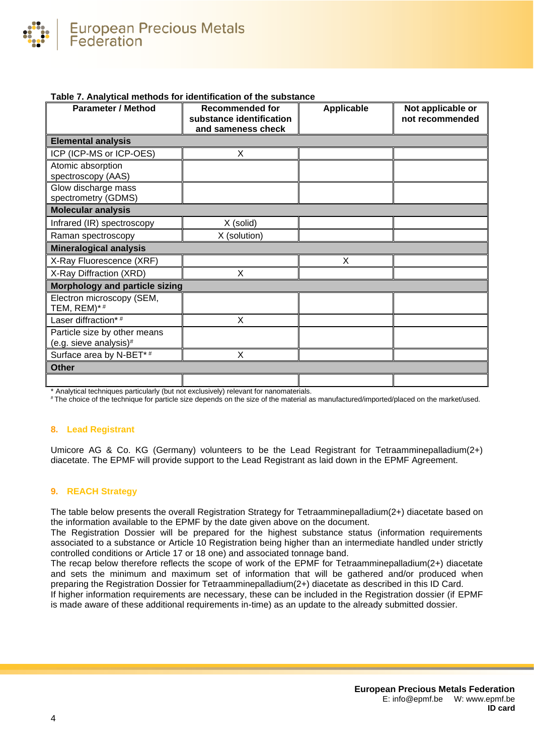**Table 7. Analytical methods for identification of the substance**

| Parameter / Method | Recommended for substance identification and sameness check | Applicable | Not applicable or not recommended |
|---|---|---|---|
| **Elemental analysis** | | | |
| ICP (ICP-MS or ICP-OES) | X | | |
| Atomic absorption spectroscopy (AAS) | | | |
| Glow discharge mass spectrometry (GDMS) | | | |
| **Molecular analysis** | | | |
| Infrared (IR) spectroscopy | X (solid) | | |
| Raman spectroscopy | X (solution) | | |
| **Mineralogical analysis** | | | |
| X-Ray Fluorescence (XRF) | | X | |
| X-Ray Diffraction (XRD) | X | | |
| **Morphology and particle sizing** | | | |
| Electron microscopy (SEM, TEM, REM)* # | | | |
| Laser diffraction* # | X | | |
| Particle size by other means (e.g. sieve analysis)# | | | |
| Surface area by N-BET* # | X | | |
| **Other** | | | |
| | | | |

\* Analytical techniques particularly (but not exclusively) relevant for nanomaterials.
\# The choice of the technique for particle size depends on the size of the material as manufactured/imported/placed on the market/used.

## 8. Lead Registrant

Umicore AG & Co. KG (Germany) volunteers to be the Lead Registrant for Tetraamminepalladium(2+) diacetate. The EPMF will provide support to the Lead Registrant as laid down in the EPMF Agreement.

## 9. REACH Strategy

The table below presents the overall Registration Strategy for Tetraamminepalladium(2+) diacetate based on the information available to the EPMF by the date given above on the document.
The Registration Dossier will be prepared for the highest substance status (information requirements associated to a substance or Article 10 Registration being higher than an intermediate handled under strictly controlled conditions or Article 17 or 18 one) and associated tonnage band.
The recap below therefore reflects the scope of work of the EPMF for Tetraamminepalladium(2+) diacetate and sets the minimum and maximum set of information that will be gathered and/or produced when preparing the Registration Dossier for Tetraamminepalladium(2+) diacetate as described in this ID Card.
If higher information requirements are necessary, these can be included in the Registration dossier (if EPMF is made aware of these additional requirements in-time) as an update to the already submitted dossier.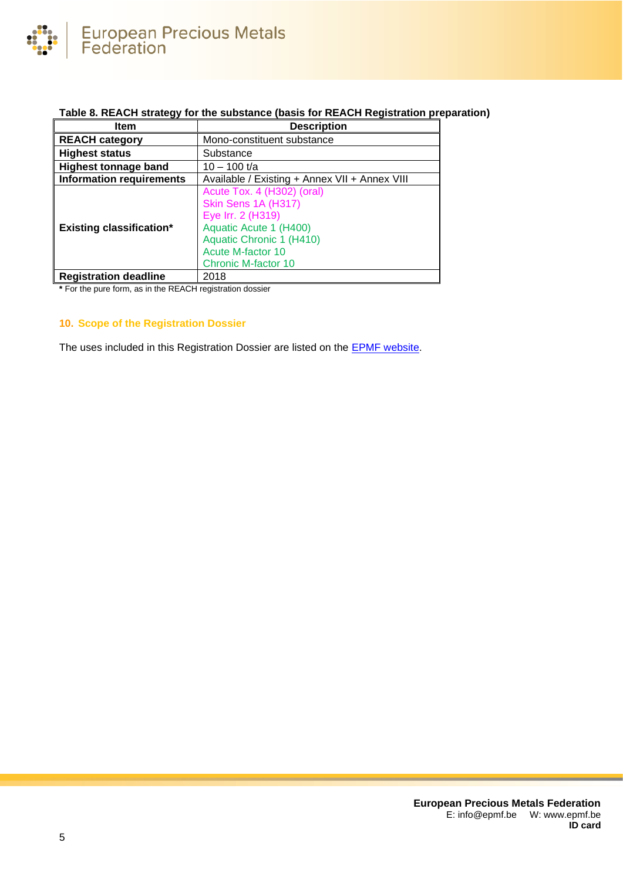**Table 8. REACH strategy for the substance (basis for REACH Registration preparation)**

| Item | Description |
| --- | --- |
| **REACH category** | Mono-constituent substance |
| **Highest status** | Substance |
| **Highest tonnage band** | 10 – 100 t/a |
| **Information requirements** | Available / Existing + Annex VII + Annex VIII |
| **Existing classification*** | Acute Tox. 4 (H302) (oral)<br>Skin Sens 1A (H317)<br>Eye Irr. 2 (H319)<br>Aquatic Acute 1 (H400)<br>Aquatic Chronic 1 (H410)<br>Acute M-factor 10<br>Chronic M-factor 10 |
| **Registration deadline** | 2018 |

**\*** For the pure form, as in the REACH registration dossier

## 10. Scope of the Registration Dossier

The uses included in this Registration Dossier are listed on the EPMF website.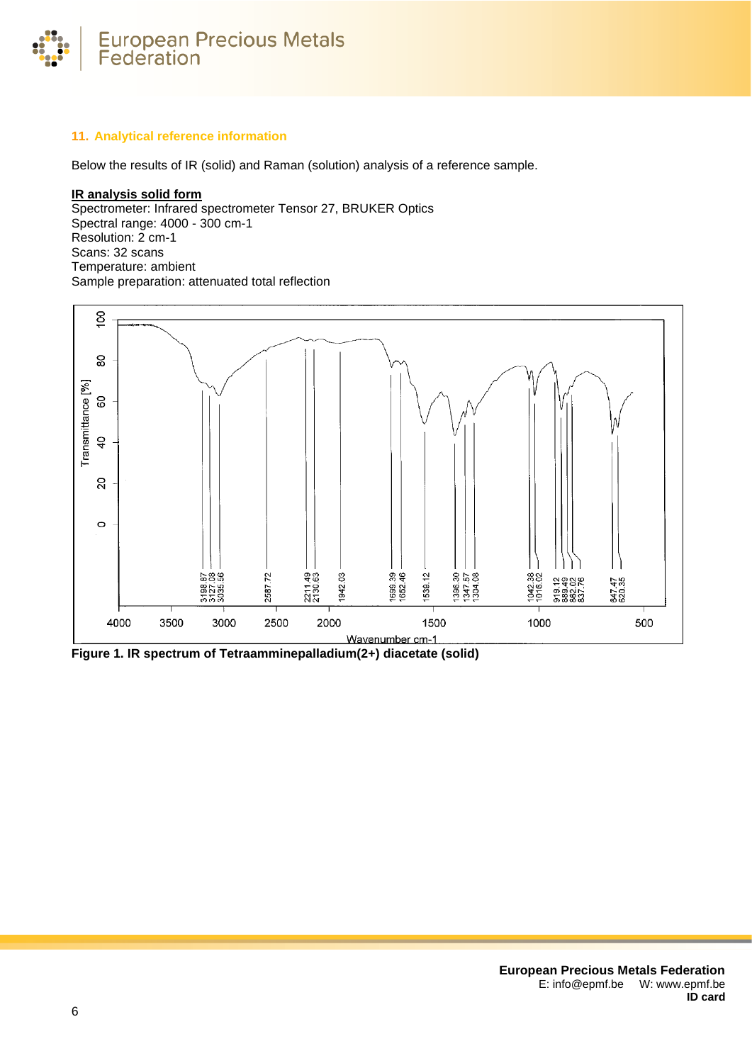## 11. Analytical reference information

Below the results of IR (solid) and Raman (solution) analysis of a reference sample.

**IR analysis solid form**

Spectrometer: Infrared spectrometer Tensor 27, BRUKER Optics
Spectral range: 4000 - 300 cm-1
Resolution: 2 cm-1
Scans: 32 scans
Temperature: ambient
Sample preparation: attenuated total reflection

**Figure 1. IR spectrum of Tetraamminepalladium(2+) diacetate (solid)**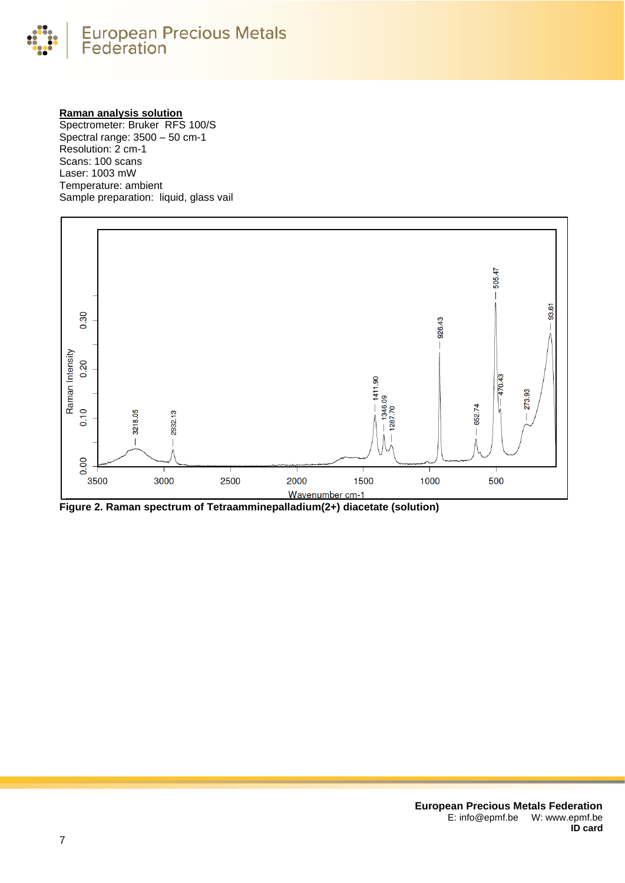**Raman analysis solution**

Spectrometer: Bruker RFS 100/S
Spectral range: 3500 – 50 cm-1
Resolution: 2 cm-1
Scans: 100 scans
Laser: 1003 mW
Temperature: ambient
Sample preparation: liquid, glass vail

Raman Intensity
0.00
0.10
0.20
0.30
3218.05
2932.13
1411.90
1346.09
1287.70
926.43
652.74
505.47
470.43
273.93
93.61
3500
3000
2500
2000
1500
1000
500
Wavenumber cm-1

**Figure 2. Raman spectrum of Tetraamminepalladium(2+) diacetate (solution)**